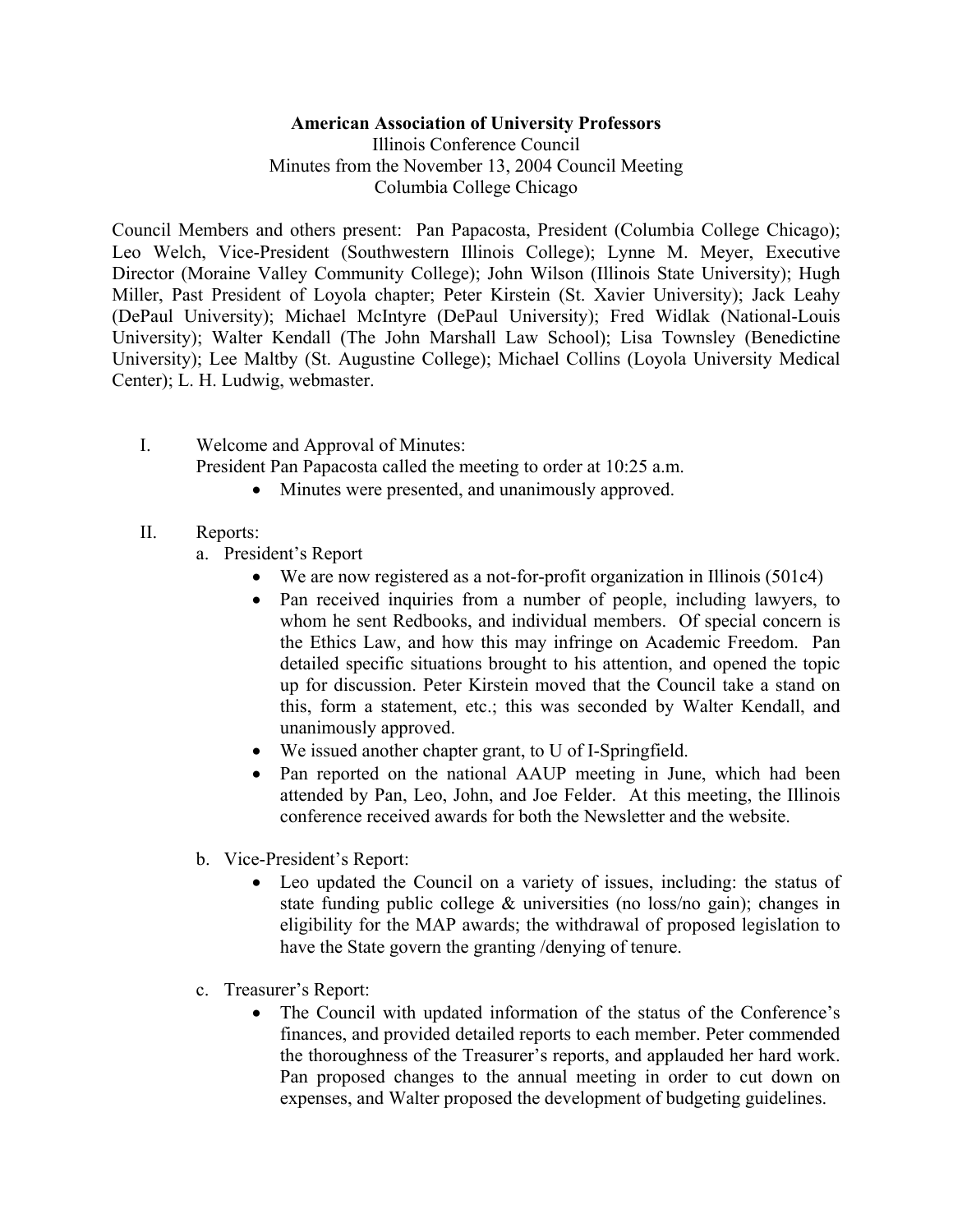**American Association of University Professors**

Illinois Conference Council

Minutes from the November 13, 2004 Council Meeting

Columbia College Chicago

Council Members and others present: Pan Papacosta, President (Columbia College Chicago); Leo Welch, Vice-President (Southwestern Illinois College); Lynne M. Meyer, Executive Director (Moraine Valley Community College); John Wilson (Illinois State University); Hugh Miller, Past President of Loyola chapter; Peter Kirstein (St. Xavier University); Jack Leahy (DePaul University); Michael McIntyre (DePaul University); Fred Widlak (National-Louis University); Walter Kendall (The John Marshall Law School); Lisa Townsley (Benedictine University); Lee Maltby (St. Augustine College); Michael Collins (Loyola University Medical Center); L. H. Ludwig, webmaster.

I. Welcome and Approval of Minutes:

President Pan Papacosta called the meeting to order at 10:25 a.m.

- Minutes were presented, and unanimously approved.

II. Reports:

a. President's Report

- We are now registered as a not-for-profit organization in Illinois (501c4)
- Pan received inquiries from a number of people, including lawyers, to whom he sent Redbooks, and individual members. Of special concern is the Ethics Law, and how this may infringe on Academic Freedom. Pan detailed specific situations brought to his attention, and opened the topic up for discussion. Peter Kirstein moved that the Council take a stand on this, form a statement, etc.; this was seconded by Walter Kendall, and unanimously approved.
- We issued another chapter grant, to U of I-Springfield.
- Pan reported on the national AAUP meeting in June, which had been attended by Pan, Leo, John, and Joe Felder. At this meeting, the Illinois conference received awards for both the Newsletter and the website.

b. Vice-President's Report:

- Leo updated the Council on a variety of issues, including: the status of state funding public college & universities (no loss/no gain); changes in eligibility for the MAP awards; the withdrawal of proposed legislation to have the State govern the granting /denying of tenure.

c. Treasurer's Report:

- The Council with updated information of the status of the Conference's finances, and provided detailed reports to each member. Peter commended the thoroughness of the Treasurer's reports, and applauded her hard work. Pan proposed changes to the annual meeting in order to cut down on expenses, and Walter proposed the development of budgeting guidelines.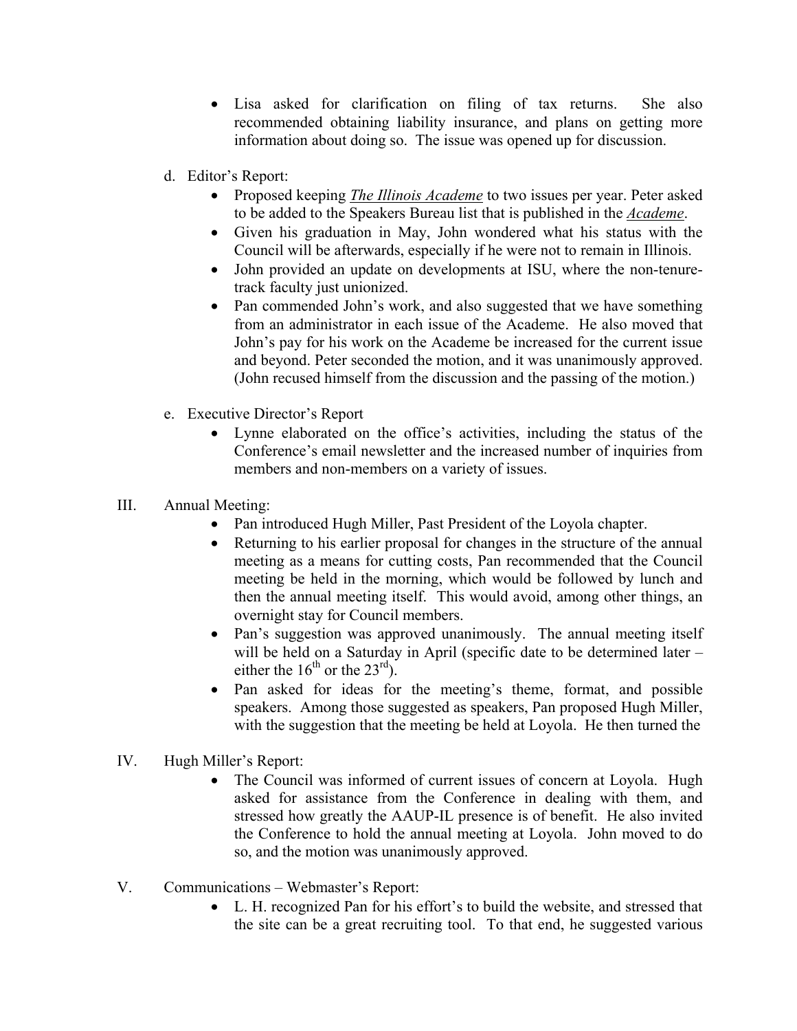- Lisa asked for clarification on filing of tax returns. She also recommended obtaining liability insurance, and plans on getting more information about doing so. The issue was opened up for discussion.

d. Editor's Report:
   - Proposed keeping ***The Illinois Academe*** to two issues per year. Peter asked to be added to the Speakers Bureau list that is published in the ***Academe***.
   - Given his graduation in May, John wondered what his status with the Council will be afterwards, especially if he were not to remain in Illinois.
   - John provided an update on developments at ISU, where the non-tenure-track faculty just unionized.
   - Pan commended John's work, and also suggested that we have something from an administrator in each issue of the Academe. He also moved that John's pay for his work on the Academe be increased for the current issue and beyond. Peter seconded the motion, and it was unanimously approved. (John recused himself from the discussion and the passing of the motion.)

e. Executive Director's Report
   - Lynne elaborated on the office's activities, including the status of the Conference's email newsletter and the increased number of inquiries from members and non-members on a variety of issues.

III. Annual Meeting:
   - Pan introduced Hugh Miller, Past President of the Loyola chapter.
   - Returning to his earlier proposal for changes in the structure of the annual meeting as a means for cutting costs, Pan recommended that the Council meeting be held in the morning, which would be followed by lunch and then the annual meeting itself. This would avoid, among other things, an overnight stay for Council members.
   - Pan's suggestion was approved unanimously. The annual meeting itself will be held on a Saturday in April (specific date to be determined later – either the 16th or the 23rd).
   - Pan asked for ideas for the meeting's theme, format, and possible speakers. Among those suggested as speakers, Pan proposed Hugh Miller, with the suggestion that the meeting be held at Loyola. He then turned the

IV. Hugh Miller's Report:
   - The Council was informed of current issues of concern at Loyola. Hugh asked for assistance from the Conference in dealing with them, and stressed how greatly the AAUP-IL presence is of benefit. He also invited the Conference to hold the annual meeting at Loyola. John moved to do so, and the motion was unanimously approved.

V. Communications – Webmaster's Report:
   - L. H. recognized Pan for his effort's to build the website, and stressed that the site can be a great recruiting tool. To that end, he suggested various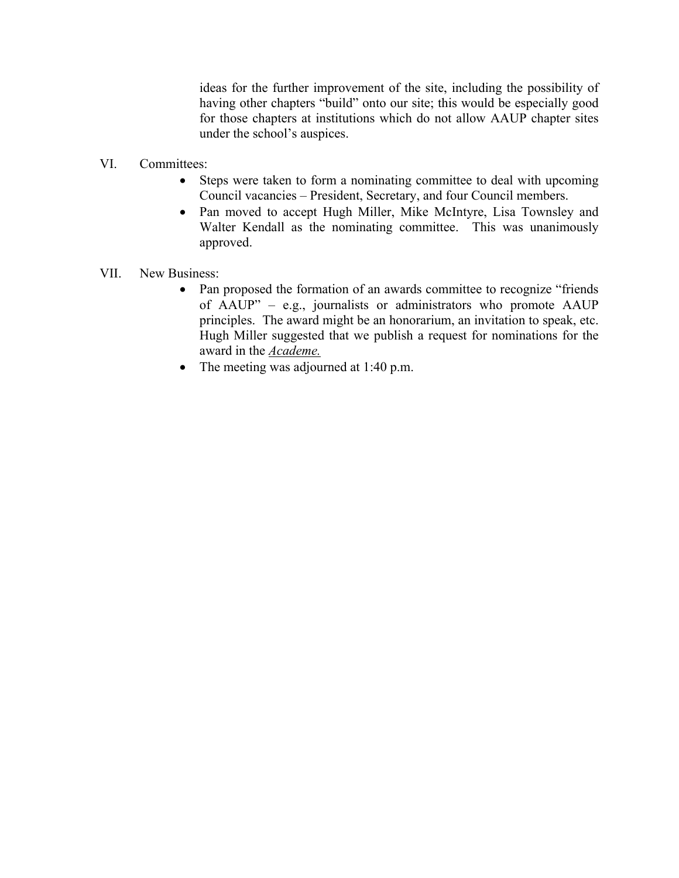ideas for the further improvement of the site, including the possibility of having other chapters "build" onto our site; this would be especially good for those chapters at institutions which do not allow AAUP chapter sites under the school's auspices.

VI. Committees:

- Steps were taken to form a nominating committee to deal with upcoming Council vacancies – President, Secretary, and four Council members.
- Pan moved to accept Hugh Miller, Mike McIntyre, Lisa Townsley and Walter Kendall as the nominating committee. This was unanimously approved.

VII. New Business:

- Pan proposed the formation of an awards committee to recognize "friends of AAUP" – e.g., journalists or administrators who promote AAUP principles. The award might be an honorarium, an invitation to speak, etc. Hugh Miller suggested that we publish a request for nominations for the award in the *Academe.*
- The meeting was adjourned at 1:40 p.m.